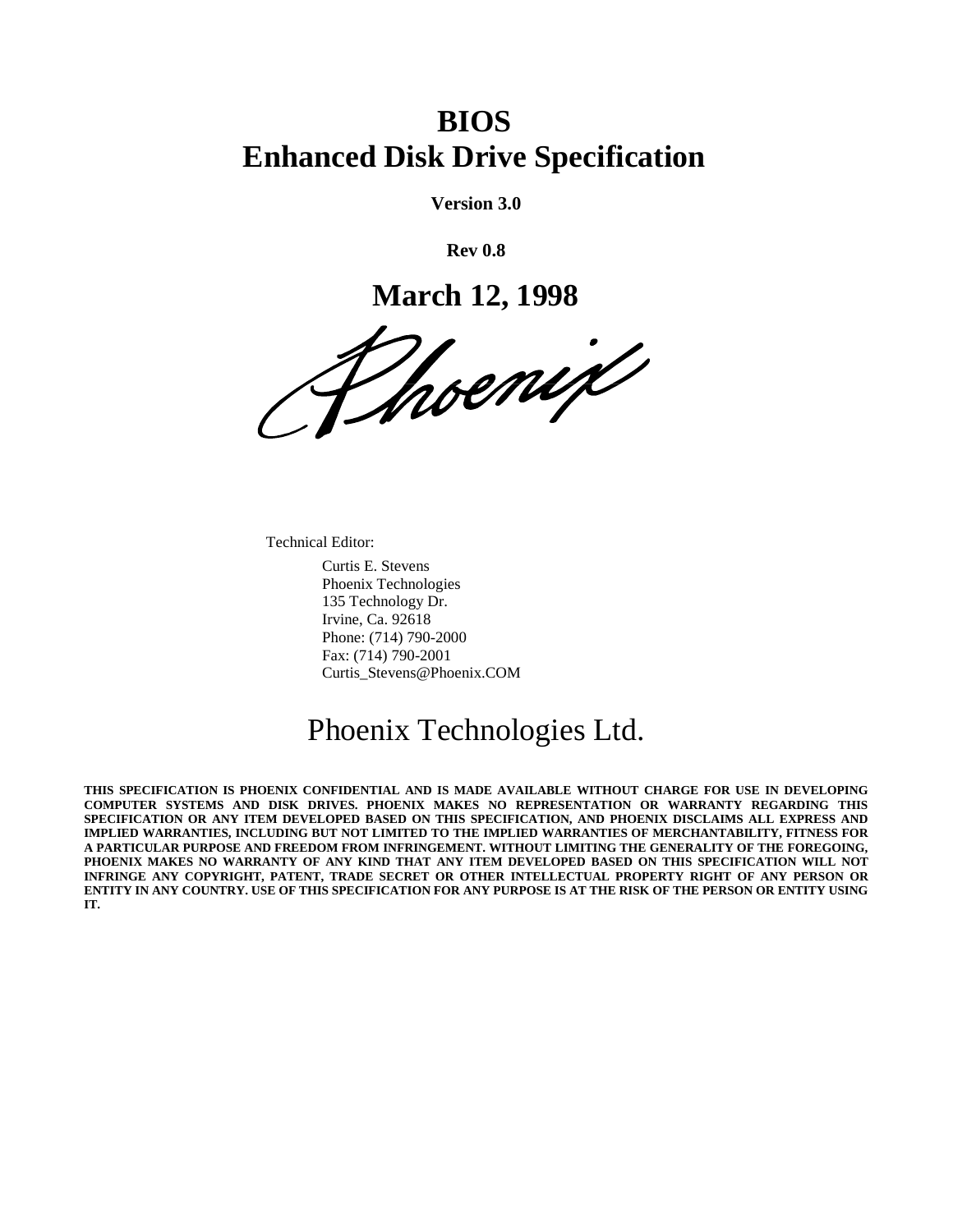# BIOS
# Enhanced Disk Drive Specification

**Version 3.0**

**Rev 0.8**

## March 12, 1998

Technical Editor:

Curtis E. Stevens
Phoenix Technologies
135 Technology Dr.
Irvine, Ca. 92618
Phone: (714) 790-2000
Fax: (714) 790-2001
Curtis_Stevens@Phoenix.COM

Phoenix Technologies Ltd.

**THIS SPECIFICATION IS PHOENIX CONFIDENTIAL AND IS MADE AVAILABLE WITHOUT CHARGE FOR USE IN DEVELOPING COMPUTER SYSTEMS AND DISK DRIVES. PHOENIX MAKES NO REPRESENTATION OR WARRANTY REGARDING THIS SPECIFICATION OR ANY ITEM DEVELOPED BASED ON THIS SPECIFICATION, AND PHOENIX DISCLAIMS ALL EXPRESS AND IMPLIED WARRANTIES, INCLUDING BUT NOT LIMITED TO THE IMPLIED WARRANTIES OF MERCHANTABILITY, FITNESS FOR A PARTICULAR PURPOSE AND FREEDOM FROM INFRINGEMENT. WITHOUT LIMITING THE GENERALITY OF THE FOREGOING, PHOENIX MAKES NO WARRANTY OF ANY KIND THAT ANY ITEM DEVELOPED BASED ON THIS SPECIFICATION WILL NOT INFRINGE ANY COPYRIGHT, PATENT, TRADE SECRET OR OTHER INTELLECTUAL PROPERTY RIGHT OF ANY PERSON OR ENTITY IN ANY COUNTRY. USE OF THIS SPECIFICATION FOR ANY PURPOSE IS AT THE RISK OF THE PERSON OR ENTITY USING IT.**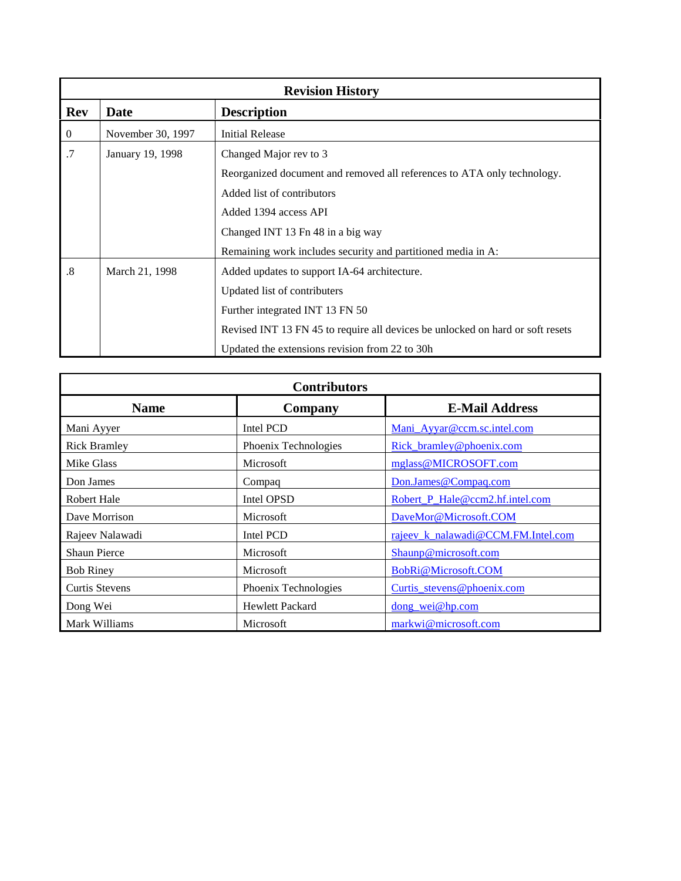| Revision History | | |
|---|---|---|
| **Rev** | **Date** | **Description** |
| 0 | November 30, 1997 | Initial Release |
| .7 | January 19, 1998 | Changed Major rev to 3 |
| | | Reorganized document and removed all references to ATA only technology. |
| | | Added list of contributors |
| | | Added 1394 access API |
| | | Changed INT 13 Fn 48 in a big way |
| | | Remaining work includes security and partitioned media in A: |
| .8 | March 21, 1998 | Added updates to support IA-64 architecture. |
| | | Updated list of contributers |
| | | Further integrated INT 13 FN 50 |
| | | Revised INT 13 FN 45 to require all devices be unlocked on hard or soft resets |
| | | Updated the extensions revision from 22 to 30h |

| Contributors | | |
|---|---|---|
| **Name** | **Company** | **E-Mail Address** |
| Mani Ayyer | Intel PCD | Mani_Ayyar@ccm.sc.intel.com |
| Rick Bramley | Phoenix Technologies | Rick_bramley@phoenix.com |
| Mike Glass | Microsoft | mglass@MICROSOFT.com |
| Don James | Compaq | Don.James@Compaq.com |
| Robert Hale | Intel OPSD | Robert_P_Hale@ccm2.hf.intel.com |
| Dave Morrison | Microsoft | DaveMor@Microsoft.COM |
| Rajeev Nalawadi | Intel PCD | rajeev_k_nalawadi@CCM.FM.Intel.com |
| Shaun Pierce | Microsoft | Shaunp@microsoft.com |
| Bob Riney | Microsoft | BobRi@Microsoft.COM |
| Curtis Stevens | Phoenix Technologies | Curtis_stevens@phoenix.com |
| Dong Wei | Hewlett Packard | dong_wei@hp.com |
| Mark Williams | Microsoft | markwi@microsoft.com |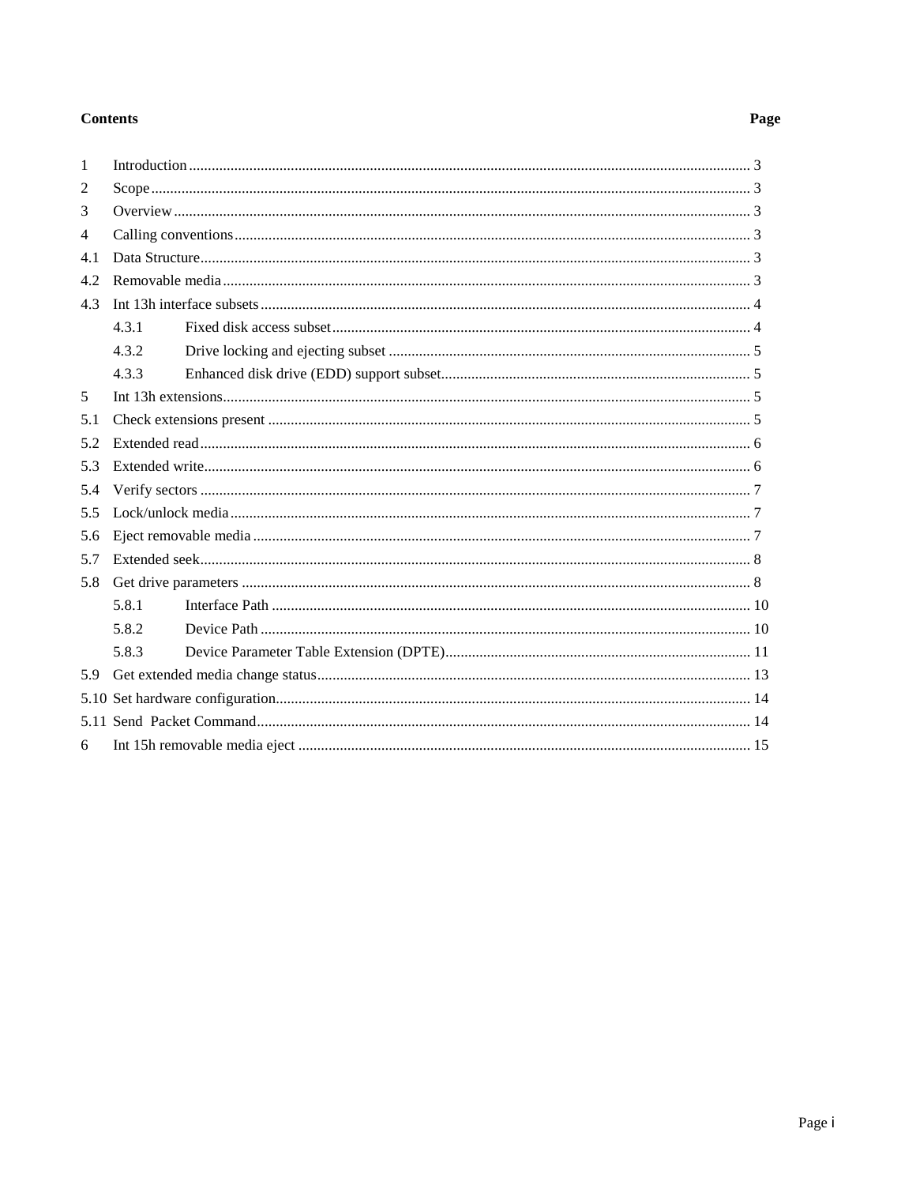**Contents** **Page**

| | | |
|---|---|---|
| 1 | Introduction | 3 |
| 2 | Scope | 3 |
| 3 | Overview | 3 |
| 4 | Calling conventions | 3 |
| 4.1 | Data Structure | 3 |
| 4.2 | Removable media | 3 |
| 4.3 | Int 13h interface subsets | 4 |
| 4.3.1 | Fixed disk access subset | 4 |
| 4.3.2 | Drive locking and ejecting subset | 5 |
| 4.3.3 | Enhanced disk drive (EDD) support subset | 5 |
| 5 | Int 13h extensions | 5 |
| 5.1 | Check extensions present | 5 |
| 5.2 | Extended read | 6 |
| 5.3 | Extended write | 6 |
| 5.4 | Verify sectors | 7 |
| 5.5 | Lock/unlock media | 7 |
| 5.6 | Eject removable media | 7 |
| 5.7 | Extended seek | 8 |
| 5.8 | Get drive parameters | 8 |
| 5.8.1 | Interface Path | 10 |
| 5.8.2 | Device Path | 10 |
| 5.8.3 | Device Parameter Table Extension (DPTE) | 11 |
| 5.9 | Get extended media change status | 13 |
| 5.10 | Set hardware configuration | 14 |
| 5.11 | Send Packet Command | 14 |
| 6 | Int 15h removable media eject | 15 |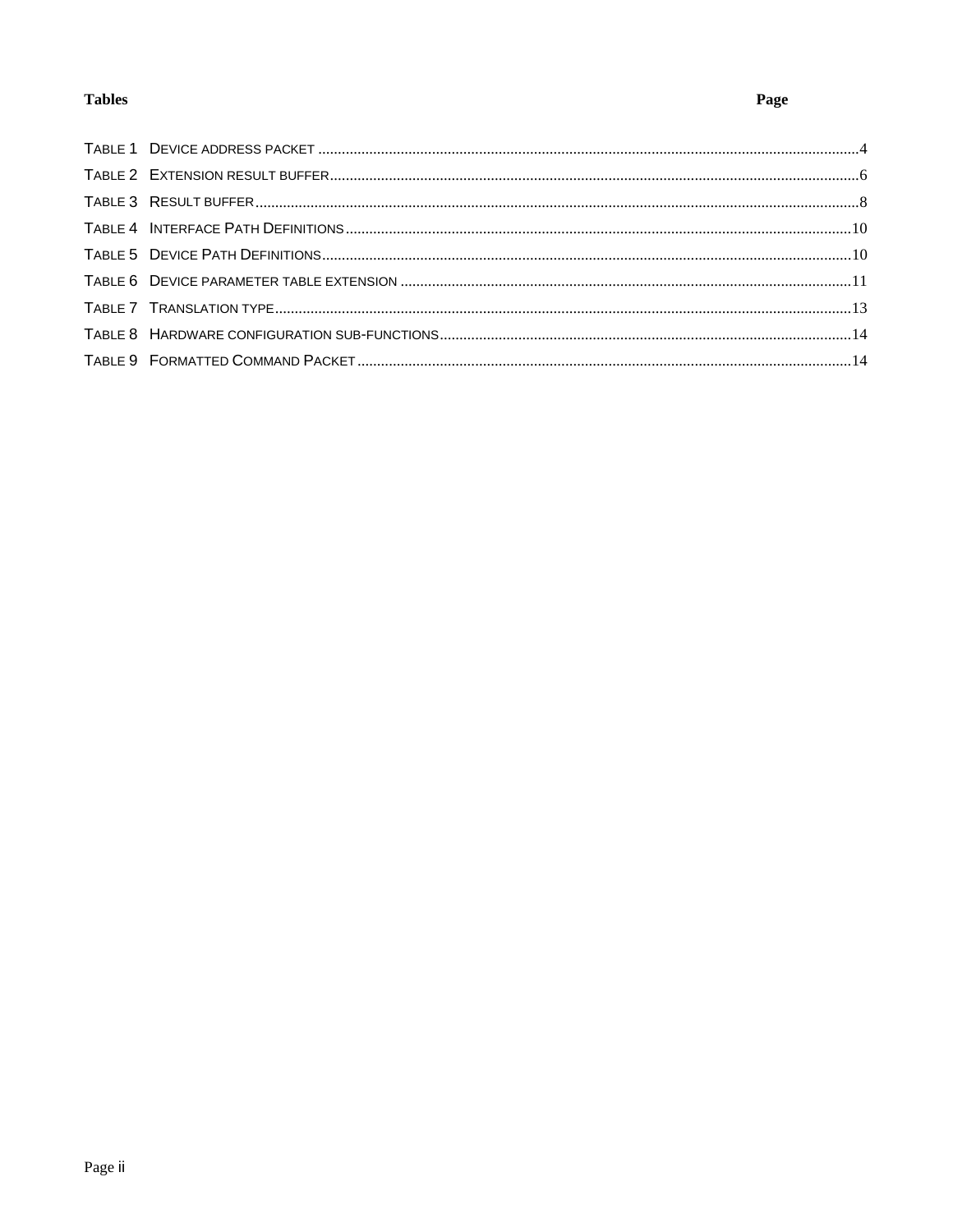**Tables** **Page**

TABLE 1 DEVICE ADDRESS PACKET ....................................................................................................................................4
TABLE 2 EXTENSION RESULT BUFFER..................................................................................................................................6
TABLE 3 RESULT BUFFER.....................................................................................................................................................8
TABLE 4 INTERFACE PATH DEFINITIONS ............................................................................................................................10
TABLE 5 DEVICE PATH DEFINITIONS..................................................................................................................................10
TABLE 6 DEVICE PARAMETER TABLE EXTENSION ...............................................................................................................11
TABLE 7 TRANSLATION TYPE..............................................................................................................................................13
TABLE 8 HARDWARE CONFIGURATION SUB-FUNCTIONS.....................................................................................................14
TABLE 9 FORMATTED COMMAND PACKET .........................................................................................................................14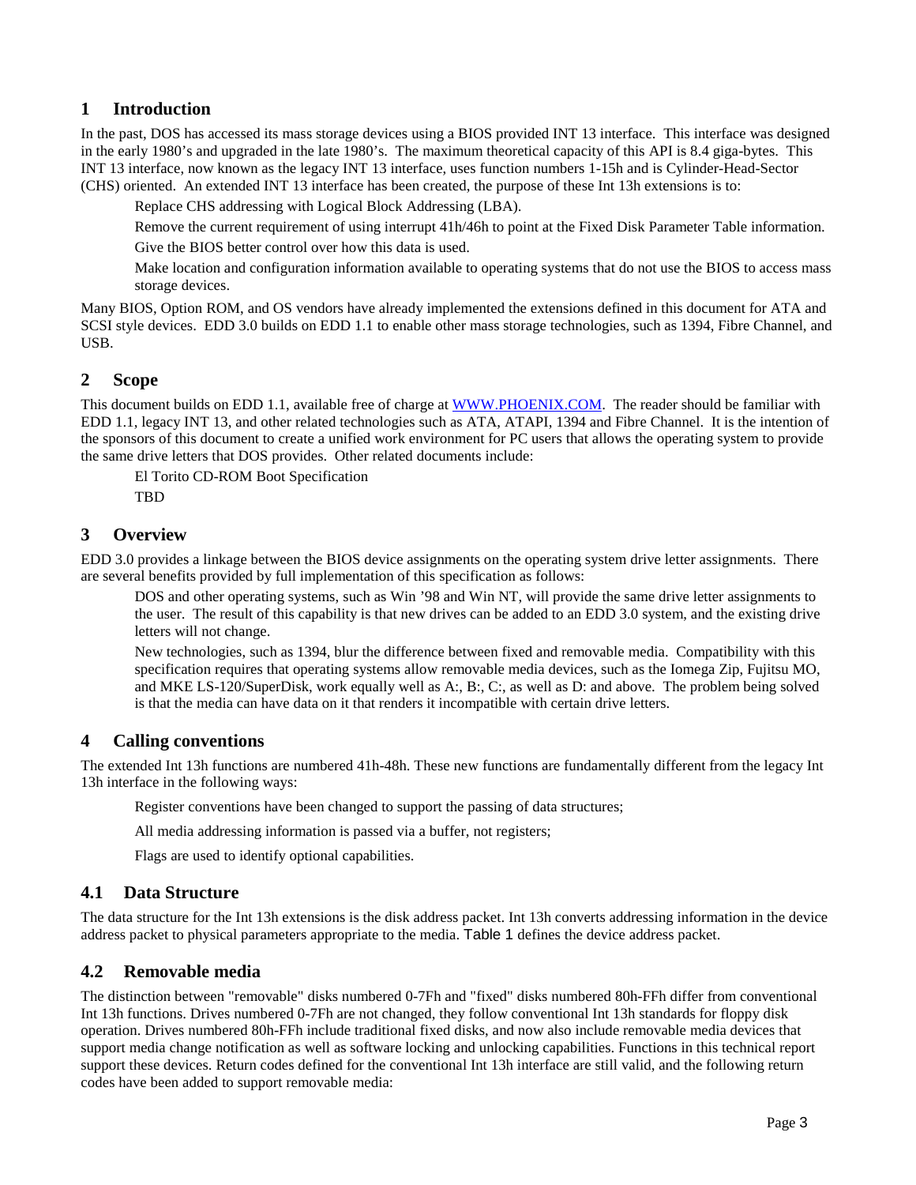# 1 Introduction

In the past, DOS has accessed its mass storage devices using a BIOS provided INT 13 interface. This interface was designed in the early 1980's and upgraded in the late 1980's. The maximum theoretical capacity of this API is 8.4 giga-bytes. This INT 13 interface, now known as the legacy INT 13 interface, uses function numbers 1-15h and is Cylinder-Head-Sector (CHS) oriented. An extended INT 13 interface has been created, the purpose of these Int 13h extensions is to:

- Replace CHS addressing with Logical Block Addressing (LBA).
- Remove the current requirement of using interrupt 41h/46h to point at the Fixed Disk Parameter Table information.
- Give the BIOS better control over how this data is used.
- Make location and configuration information available to operating systems that do not use the BIOS to access mass storage devices.

Many BIOS, Option ROM, and OS vendors have already implemented the extensions defined in this document for ATA and SCSI style devices. EDD 3.0 builds on EDD 1.1 to enable other mass storage technologies, such as 1394, Fibre Channel, and USB.

# 2 Scope

This document builds on EDD 1.1, available free of charge at WWW.PHOENIX.COM. The reader should be familiar with EDD 1.1, legacy INT 13, and other related technologies such as ATA, ATAPI, 1394 and Fibre Channel. It is the intention of the sponsors of this document to create a unified work environment for PC users that allows the operating system to provide the same drive letters that DOS provides. Other related documents include:

- El Torito CD-ROM Boot Specification
- TBD

# 3 Overview

EDD 3.0 provides a linkage between the BIOS device assignments on the operating system drive letter assignments. There are several benefits provided by full implementation of this specification as follows:

- DOS and other operating systems, such as Win '98 and Win NT, will provide the same drive letter assignments to the user. The result of this capability is that new drives can be added to an EDD 3.0 system, and the existing drive letters will not change.
- New technologies, such as 1394, blur the difference between fixed and removable media. Compatibility with this specification requires that operating systems allow removable media devices, such as the Iomega Zip, Fujitsu MO, and MKE LS-120/SuperDisk, work equally well as A:, B:, C:, as well as D: and above. The problem being solved is that the media can have data on it that renders it incompatible with certain drive letters.

# 4 Calling conventions

The extended Int 13h functions are numbered 41h-48h. These new functions are fundamentally different from the legacy Int 13h interface in the following ways:

- Register conventions have been changed to support the passing of data structures;
- All media addressing information is passed via a buffer, not registers;
- Flags are used to identify optional capabilities.

## 4.1 Data Structure

The data structure for the Int 13h extensions is the disk address packet. Int 13h converts addressing information in the device address packet to physical parameters appropriate to the media. Table 1 defines the device address packet.

## 4.2 Removable media

The distinction between "removable" disks numbered 0-7Fh and "fixed" disks numbered 80h-FFh differ from conventional Int 13h functions. Drives numbered 0-7Fh are not changed, they follow conventional Int 13h standards for floppy disk operation. Drives numbered 80h-FFh include traditional fixed disks, and now also include removable media devices that support media change notification as well as software locking and unlocking capabilities. Functions in this technical report support these devices. Return codes defined for the conventional Int 13h interface are still valid, and the following return codes have been added to support removable media: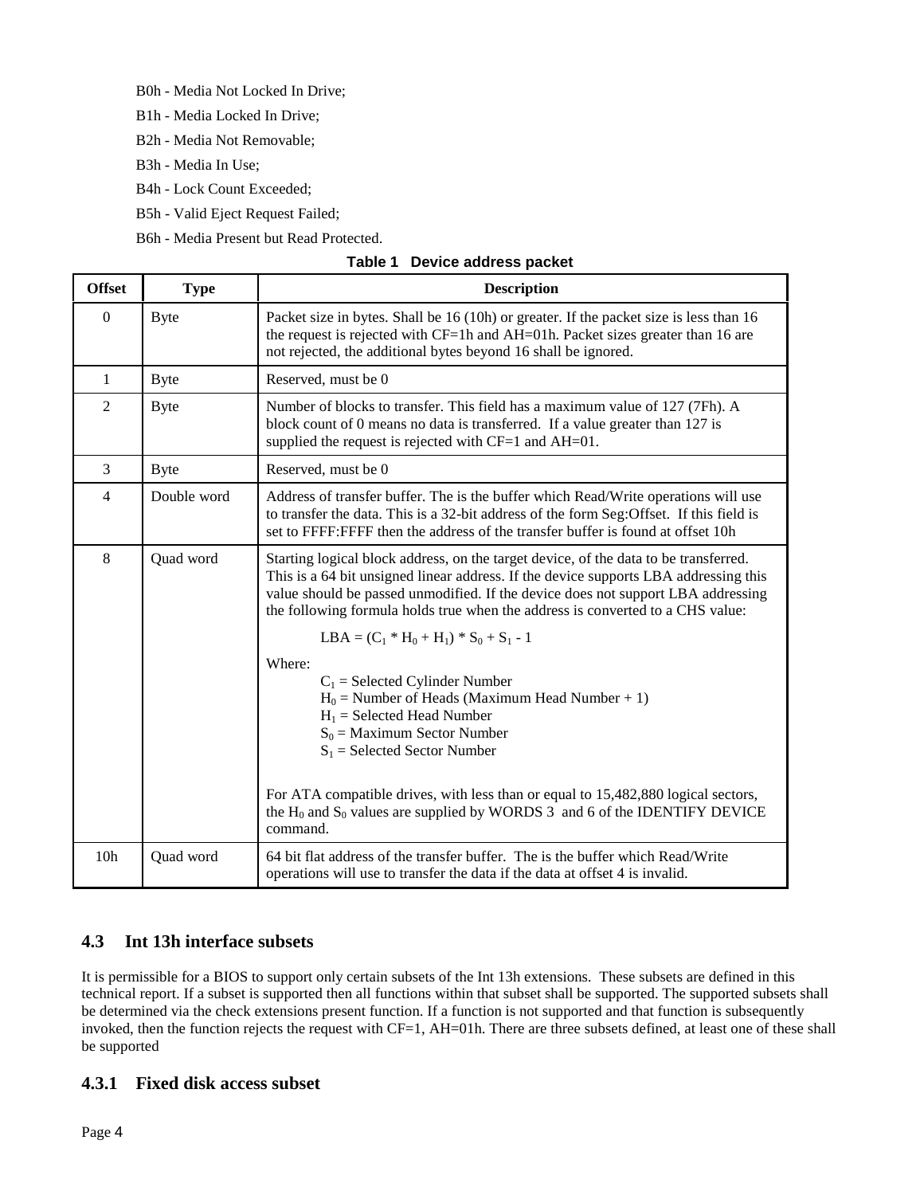B0h - Media Not Locked In Drive;

B1h - Media Locked In Drive;

B2h - Media Not Removable;

B3h - Media In Use;

B4h - Lock Count Exceeded;

B5h - Valid Eject Request Failed;

B6h - Media Present but Read Protected.

**Table 1 Device address packet**

| Offset | Type | Description |
|---|---|---|
| 0 | Byte | Packet size in bytes. Shall be 16 (10h) or greater. If the packet size is less than 16 the request is rejected with CF=1h and AH=01h. Packet sizes greater than 16 are not rejected, the additional bytes beyond 16 shall be ignored. |
| 1 | Byte | Reserved, must be 0 |
| 2 | Byte | Number of blocks to transfer. This field has a maximum value of 127 (7Fh). A block count of 0 means no data is transferred. If a value greater than 127 is supplied the request is rejected with CF=1 and AH=01. |
| 3 | Byte | Reserved, must be 0 |
| 4 | Double word | Address of transfer buffer. The is the buffer which Read/Write operations will use to transfer the data. This is a 32-bit address of the form Seg:Offset. If this field is set to FFFF:FFFF then the address of the transfer buffer is found at offset 10h |
| 8 | Quad word | Starting logical block address, on the target device, of the data to be transferred. This is a 64 bit unsigned linear address. If the device supports LBA addressing this value should be passed unmodified. If the device does not support LBA addressing the following formula holds true when the address is converted to a CHS value: <br><br> $LBA = (C_1 * H_0 + H_1) * S_0 + S_1 - 1$ <br><br> Where: <br> $C_1$ = Selected Cylinder Number <br> $H_0$ = Number of Heads (Maximum Head Number + 1) <br> $H_1$ = Selected Head Number <br> $S_0$ = Maximum Sector Number <br> $S_1$ = Selected Sector Number <br><br> For ATA compatible drives, with less than or equal to 15,482,880 logical sectors, the $H_0$ and $S_0$ values are supplied by WORDS 3 and 6 of the IDENTIFY DEVICE command. |
| 10h | Quad word | 64 bit flat address of the transfer buffer. The is the buffer which Read/Write operations will use to transfer the data if the data at offset 4 is invalid. |

## 4.3 Int 13h interface subsets

It is permissible for a BIOS to support only certain subsets of the Int 13h extensions. These subsets are defined in this technical report. If a subset is supported then all functions within that subset shall be supported. The supported subsets shall be determined via the check extensions present function. If a function is not supported and that function is subsequently invoked, then the function rejects the request with CF=1, AH=01h. There are three subsets defined, at least one of these shall be supported

### 4.3.1 Fixed disk access subset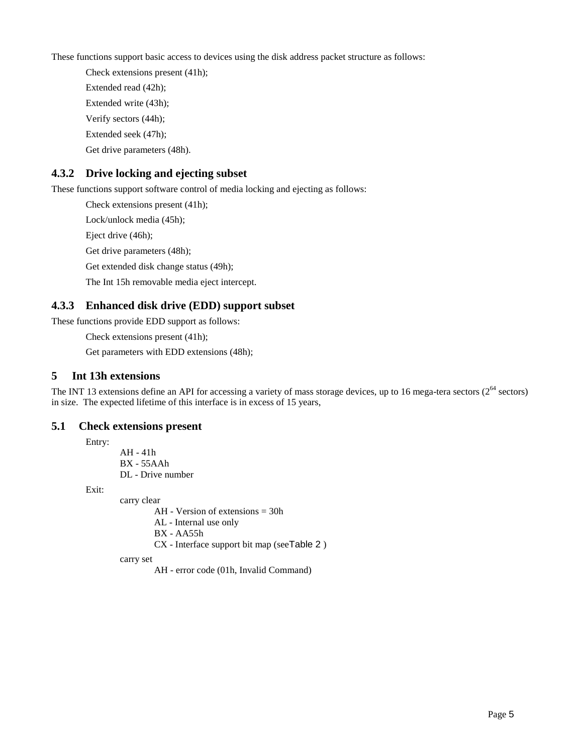These functions support basic access to devices using the disk address packet structure as follows:

Check extensions present (41h);

Extended read (42h);

Extended write (43h);

Verify sectors (44h);

Extended seek (47h);

Get drive parameters (48h).

### 4.3.2 Drive locking and ejecting subset

These functions support software control of media locking and ejecting as follows:

Check extensions present (41h);

Lock/unlock media (45h);

Eject drive (46h);

Get drive parameters (48h);

Get extended disk change status (49h);

The Int 15h removable media eject intercept.

### 4.3.3 Enhanced disk drive (EDD) support subset

These functions provide EDD support as follows:

Check extensions present (41h);

Get parameters with EDD extensions (48h);

## 5 Int 13h extensions

The INT 13 extensions define an API for accessing a variety of mass storage devices, up to 16 mega-tera sectors ($2^{64}$ sectors) in size. The expected lifetime of this interface is in excess of 15 years,

## 5.1 Check extensions present

Entry:

- AH - 41h
- BX - 55AAh
- DL - Drive number

Exit:

- carry clear
  - AH - Version of extensions = 30h
  - AL - Internal use only
  - BX - AA55h
  - CX - Interface support bit map (seeTable 2 )
- carry set
  - AH - error code (01h, Invalid Command)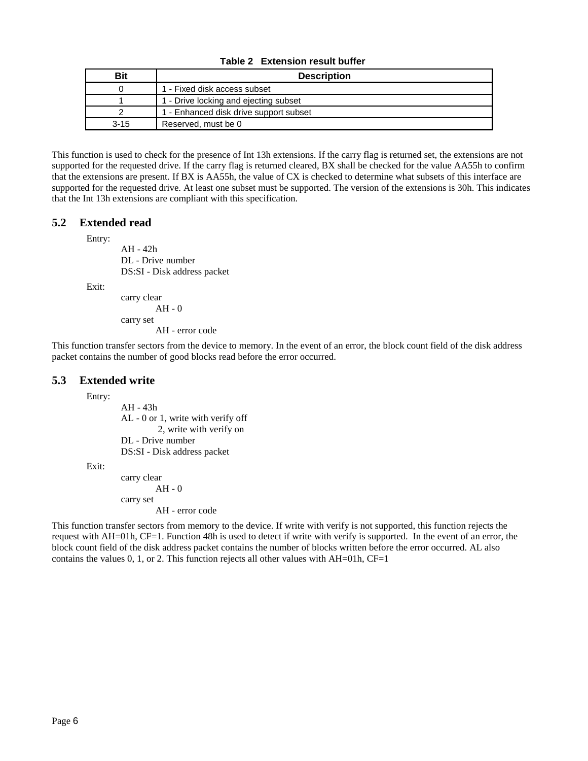**Table 2 Extension result buffer**

| Bit | Description |
|---|---|
| 0 | 1 - Fixed disk access subset |
| 1 | 1 - Drive locking and ejecting subset |
| 2 | 1 - Enhanced disk drive support subset |
| 3-15 | Reserved, must be 0 |

This function is used to check for the presence of Int 13h extensions. If the carry flag is returned set, the extensions are not supported for the requested drive. If the carry flag is returned cleared, BX shall be checked for the value AA55h to confirm that the extensions are present. If BX is AA55h, the value of CX is checked to determine what subsets of this interface are supported for the requested drive. At least one subset must be supported. The version of the extensions is 30h. This indicates that the Int 13h extensions are compliant with this specification.

## 5.2 Extended read

Entry:

- AH - 42h
- DL - Drive number
- DS:SI - Disk address packet

Exit:

- carry clear
  - AH - 0
- carry set
  - AH - error code

This function transfer sectors from the device to memory. In the event of an error, the block count field of the disk address packet contains the number of good blocks read before the error occurred.

## 5.3 Extended write

Entry:

- AH - 43h
- AL - 0 or 1, write with verify off
  - 2, write with verify on
- DL - Drive number
- DS:SI - Disk address packet

Exit:

- carry clear
  - AH - 0
- carry set
  - AH - error code

This function transfer sectors from memory to the device. If write with verify is not supported, this function rejects the request with AH=01h, CF=1. Function 48h is used to detect if write with verify is supported. In the event of an error, the block count field of the disk address packet contains the number of blocks written before the error occurred. AL also contains the values 0, 1, or 2. This function rejects all other values with AH=01h, CF=1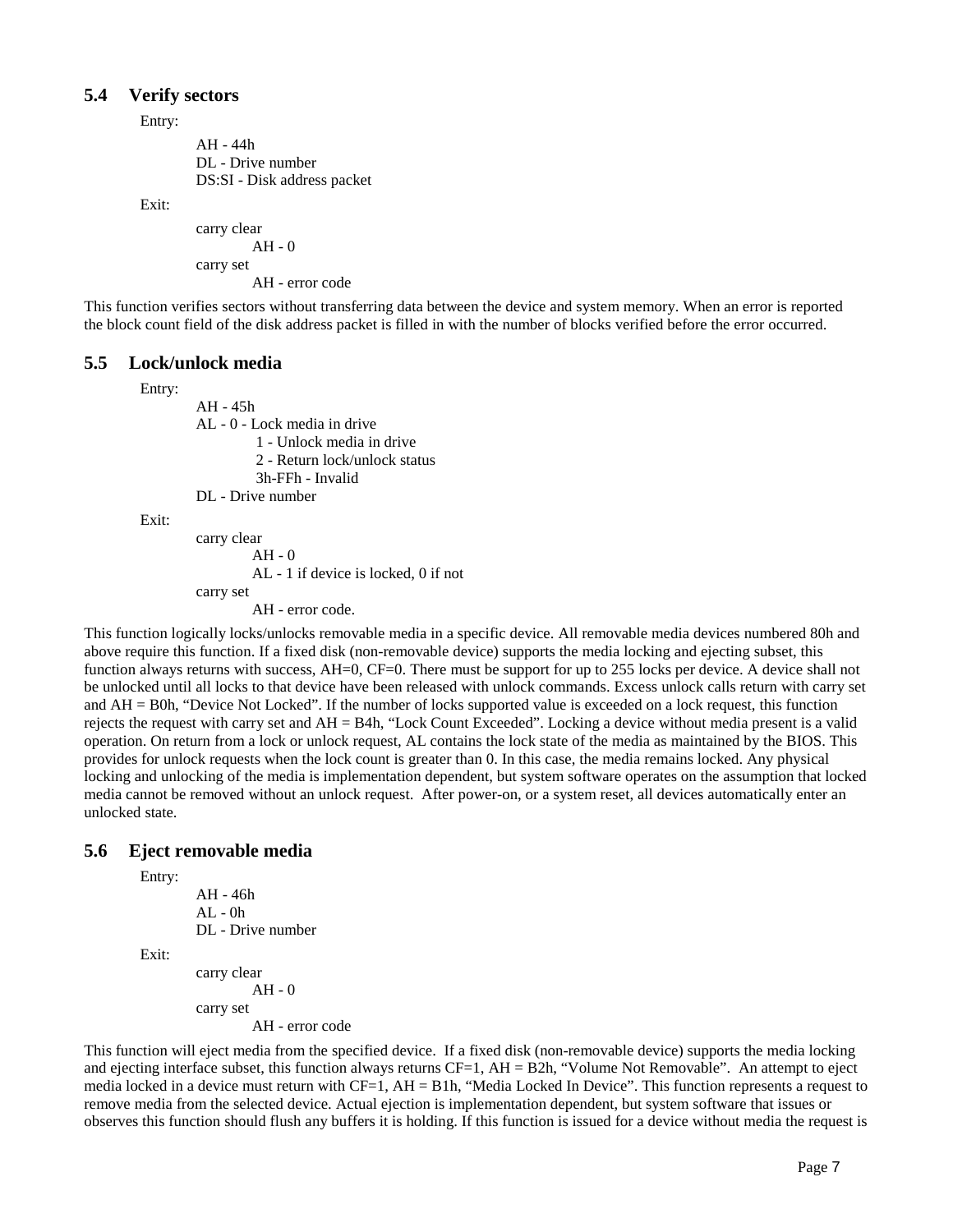## 5.4 Verify sectors

Entry:

AH - 44h
DL - Drive number
DS:SI - Disk address packet

Exit:

carry clear
  AH - 0
carry set
  AH - error code

This function verifies sectors without transferring data between the device and system memory. When an error is reported the block count field of the disk address packet is filled in with the number of blocks verified before the error occurred.

## 5.5 Lock/unlock media

Entry:

AH - 45h
AL - 0 - Lock media in drive
  1 - Unlock media in drive
  2 - Return lock/unlock status
  3h-FFh - Invalid
DL - Drive number

Exit:

carry clear
  AH - 0
  AL - 1 if device is locked, 0 if not
carry set
  AH - error code.

This function logically locks/unlocks removable media in a specific device. All removable media devices numbered 80h and above require this function. If a fixed disk (non-removable device) supports the media locking and ejecting subset, this function always returns with success, AH=0, CF=0. There must be support for up to 255 locks per device. A device shall not be unlocked until all locks to that device have been released with unlock commands. Excess unlock calls return with carry set and AH = B0h, "Device Not Locked". If the number of locks supported value is exceeded on a lock request, this function rejects the request with carry set and AH = B4h, "Lock Count Exceeded". Locking a device without media present is a valid operation. On return from a lock or unlock request, AL contains the lock state of the media as maintained by the BIOS. This provides for unlock requests when the lock count is greater than 0. In this case, the media remains locked. Any physical locking and unlocking of the media is implementation dependent, but system software operates on the assumption that locked media cannot be removed without an unlock request. After power-on, or a system reset, all devices automatically enter an unlocked state.

## 5.6 Eject removable media

Entry:

AH - 46h
AL - 0h
DL - Drive number

Exit:

carry clear
  AH - 0
carry set
  AH - error code

This function will eject media from the specified device. If a fixed disk (non-removable device) supports the media locking and ejecting interface subset, this function always returns CF=1, AH = B2h, "Volume Not Removable". An attempt to eject media locked in a device must return with CF=1, AH = B1h, "Media Locked In Device". This function represents a request to remove media from the selected device. Actual ejection is implementation dependent, but system software that issues or observes this function should flush any buffers it is holding. If this function is issued for a device without media the request is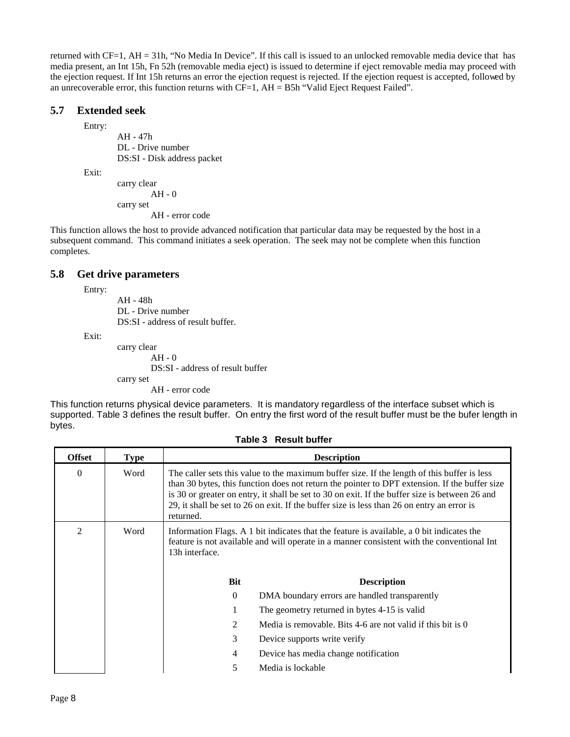returned with CF=1, AH = 31h, "No Media In Device". If this call is issued to an unlocked removable media device that has media present, an Int 15h, Fn 52h (removable media eject) is issued to determine if eject removable media may proceed with the ejection request. If Int 15h returns an error the ejection request is rejected. If the ejection request is accepted, followed by an unrecoverable error, this function returns with CF=1, AH = B5h "Valid Eject Request Failed".

## 5.7 Extended seek

Entry:

- AH - 47h
- DL - Drive number
- DS:SI - Disk address packet

Exit:

- carry clear
  - AH - 0
- carry set
  - AH - error code

This function allows the host to provide advanced notification that particular data may be requested by the host in a subsequent command. This command initiates a seek operation. The seek may not be complete when this function completes.

## 5.8 Get drive parameters

Entry:

- AH - 48h
- DL - Drive number
- DS:SI - address of result buffer.

Exit:

- carry clear
  - AH - 0
  - DS:SI - address of result buffer
- carry set
  - AH - error code

This function returns physical device parameters. It is mandatory regardless of the interface subset which is supported. Table 3 defines the result buffer. On entry the first word of the result buffer must be the bufer length in bytes.

**Table 3 Result buffer**

| Offset | Type | Description |
|---|---|---|
| 0 | Word | The caller sets this value to the maximum buffer size. If the length of this buffer is less than 30 bytes, this function does not return the pointer to DPT extension. If the buffer size is 30 or greater on entry, it shall be set to 30 on exit. If the buffer size is between 26 and 29, it shall be set to 26 on exit. If the buffer size is less than 26 on entry an error is returned. |
| 2 | Word | Information Flags. A 1 bit indicates that the feature is available, a 0 bit indicates the feature is not available and will operate in a manner consistent with the conventional Int 13h interface.<br><br>**Bit** — **Description**<br>0 — DMA boundary errors are handled transparently<br>1 — The geometry returned in bytes 4-15 is valid<br>2 — Media is removable. Bits 4-6 are not valid if this bit is 0<br>3 — Device supports write verify<br>4 — Device has media change notification<br>5 — Media is lockable |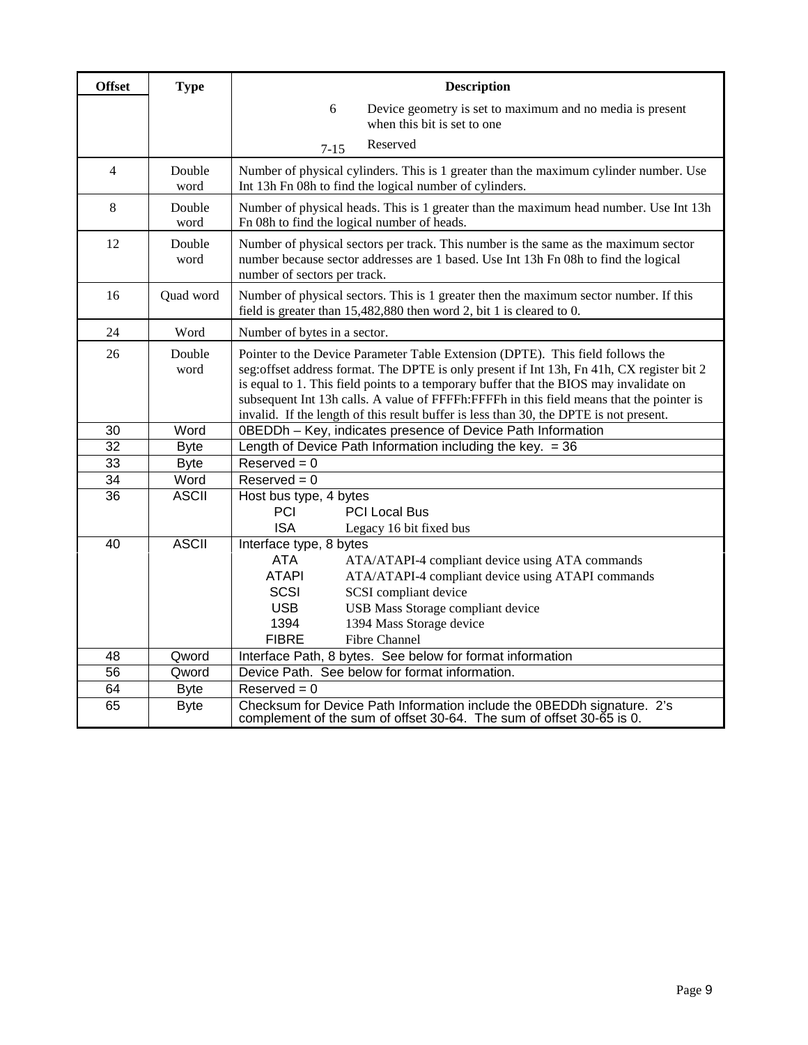| Offset | Type | Description |
|---|---|---|
| | | 6 — Device geometry is set to maximum and no media is present when this bit is set to one<br>7-15 — Reserved |
| 4 | Double word | Number of physical cylinders. This is 1 greater than the maximum cylinder number. Use Int 13h Fn 08h to find the logical number of cylinders. |
| 8 | Double word | Number of physical heads. This is 1 greater than the maximum head number. Use Int 13h Fn 08h to find the logical number of heads. |
| 12 | Double word | Number of physical sectors per track. This number is the same as the maximum sector number because sector addresses are 1 based. Use Int 13h Fn 08h to find the logical number of sectors per track. |
| 16 | Quad word | Number of physical sectors. This is 1 greater then the maximum sector number. If this field is greater than 15,482,880 then word 2, bit 1 is cleared to 0. |
| 24 | Word | Number of bytes in a sector. |
| 26 | Double word | Pointer to the Device Parameter Table Extension (DPTE). This field follows the seg:offset address format. The DPTE is only present if Int 13h, Fn 41h, CX register bit 2 is equal to 1. This field points to a temporary buffer that the BIOS may invalidate on subsequent Int 13h calls. A value of FFFFh:FFFFh in this field means that the pointer is invalid. If the length of this result buffer is less than 30, the DPTE is not present. |
| 30 | Word | 0BEDDh – Key, indicates presence of Device Path Information |
| 32 | Byte | Length of Device Path Information including the key. = 36 |
| 33 | Byte | Reserved = 0 |
| 34 | Word | Reserved = 0 |
| 36 | ASCII | Host bus type, 4 bytes<br>PCI — PCI Local Bus<br>ISA — Legacy 16 bit fixed bus |
| 40 | ASCII | Interface type, 8 bytes<br>ATA — ATA/ATAPI-4 compliant device using ATA commands<br>ATAPI — ATA/ATAPI-4 compliant device using ATAPI commands<br>SCSI — SCSI compliant device<br>USB — USB Mass Storage compliant device<br>1394 — 1394 Mass Storage device<br>FIBRE — Fibre Channel |
| 48 | Qword | Interface Path, 8 bytes. See below for format information |
| 56 | Qword | Device Path. See below for format information. |
| 64 | Byte | Reserved = 0 |
| 65 | Byte | Checksum for Device Path Information include the 0BEDDh signature. 2's complement of the sum of offset 30-64. The sum of offset 30-65 is 0. |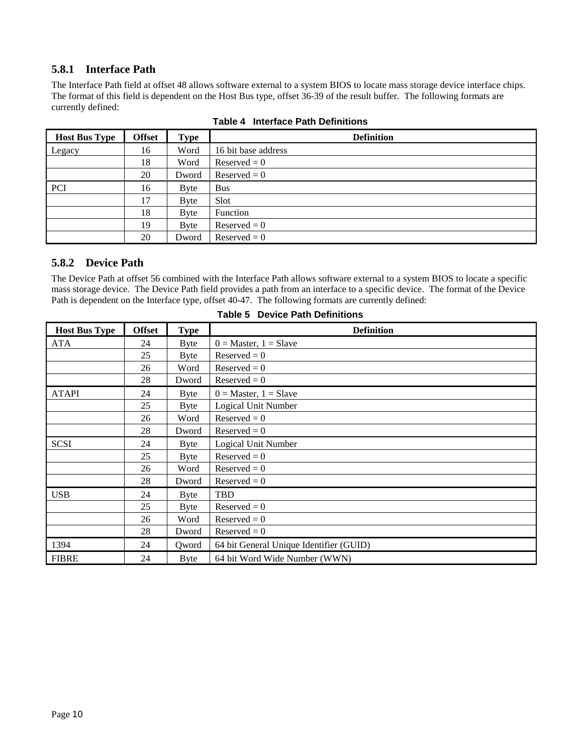### 5.8.1 Interface Path

The Interface Path field at offset 48 allows software external to a system BIOS to locate mass storage device interface chips. The format of this field is dependent on the Host Bus type, offset 36-39 of the result buffer. The following formats are currently defined:

**Table 4 Interface Path Definitions**

| Host Bus Type | Offset | Type | Definition |
|---|---|---|---|
| Legacy | 16 | Word | 16 bit base address |
| | 18 | Word | Reserved = 0 |
| | 20 | Dword | Reserved = 0 |
| PCI | 16 | Byte | Bus |
| | 17 | Byte | Slot |
| | 18 | Byte | Function |
| | 19 | Byte | Reserved = 0 |
| | 20 | Dword | Reserved = 0 |

### 5.8.2 Device Path

The Device Path at offset 56 combined with the Interface Path allows software external to a system BIOS to locate a specific mass storage device. The Device Path field provides a path from an interface to a specific device. The format of the Device Path is dependent on the Interface type, offset 40-47. The following formats are currently defined:

**Table 5 Device Path Definitions**

| Host Bus Type | Offset | Type | Definition |
|---|---|---|---|
| ATA | 24 | Byte | 0 = Master, 1 = Slave |
| | 25 | Byte | Reserved = 0 |
| | 26 | Word | Reserved = 0 |
| | 28 | Dword | Reserved = 0 |
| ATAPI | 24 | Byte | 0 = Master, 1 = Slave |
| | 25 | Byte | Logical Unit Number |
| | 26 | Word | Reserved = 0 |
| | 28 | Dword | Reserved = 0 |
| SCSI | 24 | Byte | Logical Unit Number |
| | 25 | Byte | Reserved = 0 |
| | 26 | Word | Reserved = 0 |
| | 28 | Dword | Reserved = 0 |
| USB | 24 | Byte | TBD |
| | 25 | Byte | Reserved = 0 |
| | 26 | Word | Reserved = 0 |
| | 28 | Dword | Reserved = 0 |
| 1394 | 24 | Qword | 64 bit General Unique Identifier (GUID) |
| FIBRE | 24 | Byte | 64 bit Word Wide Number (WWN) |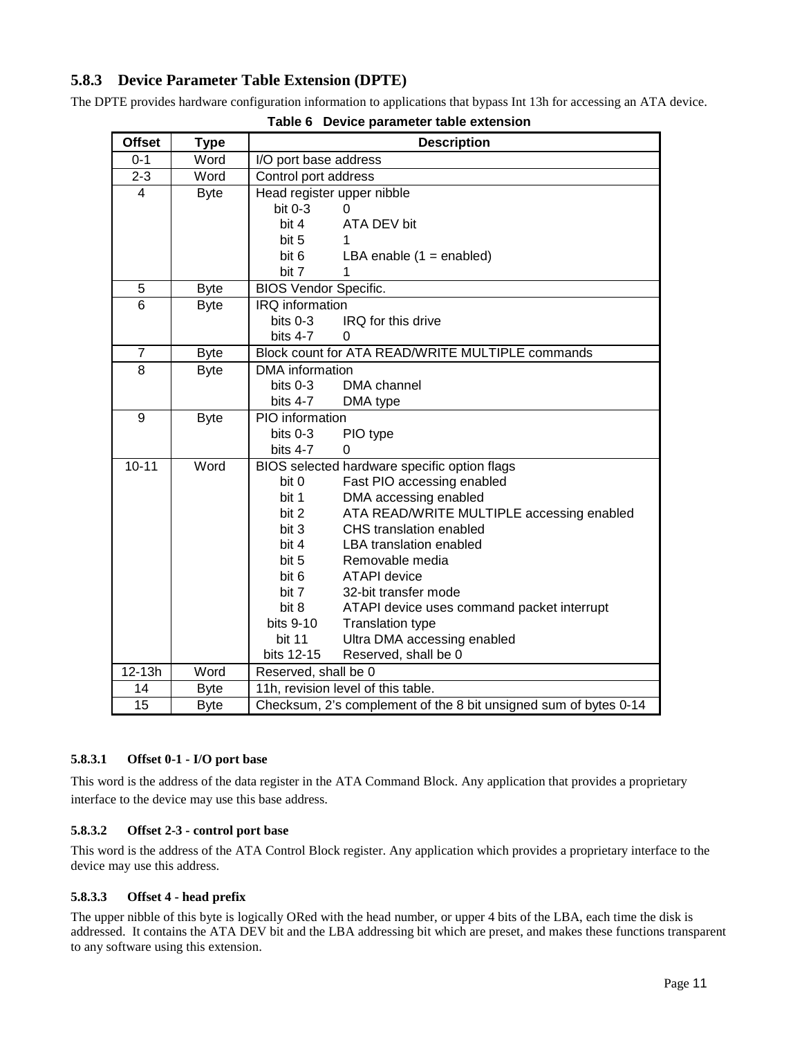### 5.8.3 Device Parameter Table Extension (DPTE)

The DPTE provides hardware configuration information to applications that bypass Int 13h for accessing an ATA device.

**Table 6 Device parameter table extension**

| Offset | Type | Description |
|---|---|---|
| 0-1 | Word | I/O port base address |
| 2-3 | Word | Control port address |
| 4 | Byte | Head register upper nibble<br>bit 0-3 0<br>bit 4 ATA DEV bit<br>bit 5 1<br>bit 6 LBA enable (1 = enabled)<br>bit 7 1 |
| 5 | Byte | BIOS Vendor Specific. |
| 6 | Byte | IRQ information<br>bits 0-3 IRQ for this drive<br>bits 4-7 0 |
| 7 | Byte | Block count for ATA READ/WRITE MULTIPLE commands |
| 8 | Byte | DMA information<br>bits 0-3 DMA channel<br>bits 4-7 DMA type |
| 9 | Byte | PIO information<br>bits 0-3 PIO type<br>bits 4-7 0 |
| 10-11 | Word | BIOS selected hardware specific option flags<br>bit 0 Fast PIO accessing enabled<br>bit 1 DMA accessing enabled<br>bit 2 ATA READ/WRITE MULTIPLE accessing enabled<br>bit 3 CHS translation enabled<br>bit 4 LBA translation enabled<br>bit 5 Removable media<br>bit 6 ATAPI device<br>bit 7 32-bit transfer mode<br>bit 8 ATAPI device uses command packet interrupt<br>bits 9-10 Translation type<br>bit 11 Ultra DMA accessing enabled<br>bits 12-15 Reserved, shall be 0 |
| 12-13h | Word | Reserved, shall be 0 |
| 14 | Byte | 11h, revision level of this table. |
| 15 | Byte | Checksum, 2's complement of the 8 bit unsigned sum of bytes 0-14 |

#### 5.8.3.1 Offset 0-1 - I/O port base

This word is the address of the data register in the ATA Command Block. Any application that provides a proprietary interface to the device may use this base address.

#### 5.8.3.2 Offset 2-3 - control port base

This word is the address of the ATA Control Block register. Any application which provides a proprietary interface to the device may use this address.

#### 5.8.3.3 Offset 4 - head prefix

The upper nibble of this byte is logically ORed with the head number, or upper 4 bits of the LBA, each time the disk is addressed. It contains the ATA DEV bit and the LBA addressing bit which are preset, and makes these functions transparent to any software using this extension.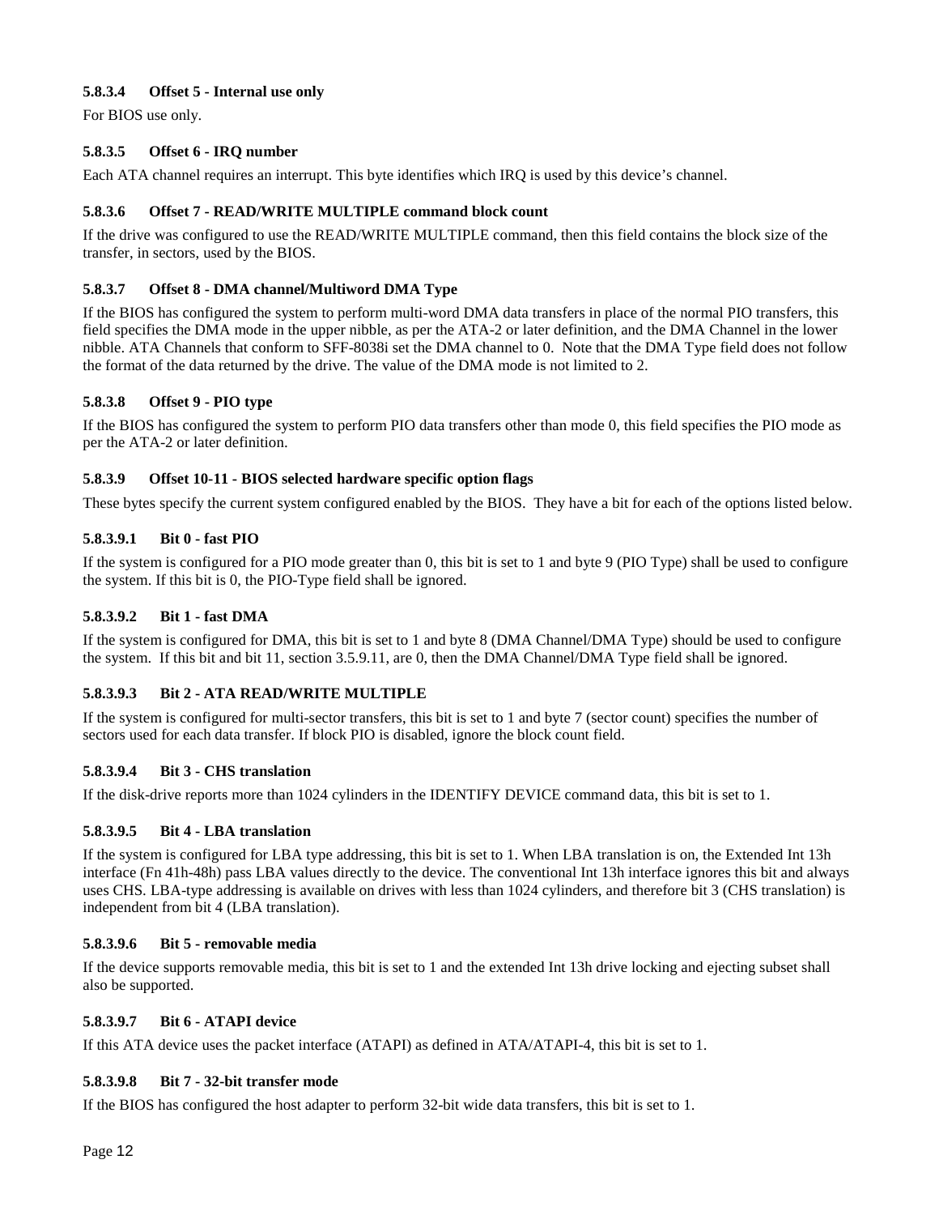#### 5.8.3.4 Offset 5 - Internal use only

For BIOS use only.

#### 5.8.3.5 Offset 6 - IRQ number

Each ATA channel requires an interrupt. This byte identifies which IRQ is used by this device's channel.

#### 5.8.3.6 Offset 7 - READ/WRITE MULTIPLE command block count

If the drive was configured to use the READ/WRITE MULTIPLE command, then this field contains the block size of the transfer, in sectors, used by the BIOS.

#### 5.8.3.7 Offset 8 - DMA channel/Multiword DMA Type

If the BIOS has configured the system to perform multi-word DMA data transfers in place of the normal PIO transfers, this field specifies the DMA mode in the upper nibble, as per the ATA-2 or later definition, and the DMA Channel in the lower nibble. ATA Channels that conform to SFF-8038i set the DMA channel to 0. Note that the DMA Type field does not follow the format of the data returned by the drive. The value of the DMA mode is not limited to 2.

#### 5.8.3.8 Offset 9 - PIO type

If the BIOS has configured the system to perform PIO data transfers other than mode 0, this field specifies the PIO mode as per the ATA-2 or later definition.

#### 5.8.3.9 Offset 10-11 - BIOS selected hardware specific option flags

These bytes specify the current system configured enabled by the BIOS. They have a bit for each of the options listed below.

##### 5.8.3.9.1 Bit 0 - fast PIO

If the system is configured for a PIO mode greater than 0, this bit is set to 1 and byte 9 (PIO Type) shall be used to configure the system. If this bit is 0, the PIO-Type field shall be ignored.

##### 5.8.3.9.2 Bit 1 - fast DMA

If the system is configured for DMA, this bit is set to 1 and byte 8 (DMA Channel/DMA Type) should be used to configure the system. If this bit and bit 11, section 3.5.9.11, are 0, then the DMA Channel/DMA Type field shall be ignored.

##### 5.8.3.9.3 Bit 2 - ATA READ/WRITE MULTIPLE

If the system is configured for multi-sector transfers, this bit is set to 1 and byte 7 (sector count) specifies the number of sectors used for each data transfer. If block PIO is disabled, ignore the block count field.

##### 5.8.3.9.4 Bit 3 - CHS translation

If the disk-drive reports more than 1024 cylinders in the IDENTIFY DEVICE command data, this bit is set to 1.

##### 5.8.3.9.5 Bit 4 - LBA translation

If the system is configured for LBA type addressing, this bit is set to 1. When LBA translation is on, the Extended Int 13h interface (Fn 41h-48h) pass LBA values directly to the device. The conventional Int 13h interface ignores this bit and always uses CHS. LBA-type addressing is available on drives with less than 1024 cylinders, and therefore bit 3 (CHS translation) is independent from bit 4 (LBA translation).

##### 5.8.3.9.6 Bit 5 - removable media

If the device supports removable media, this bit is set to 1 and the extended Int 13h drive locking and ejecting subset shall also be supported.

##### 5.8.3.9.7 Bit 6 - ATAPI device

If this ATA device uses the packet interface (ATAPI) as defined in ATA/ATAPI-4, this bit is set to 1.

##### 5.8.3.9.8 Bit 7 - 32-bit transfer mode

If the BIOS has configured the host adapter to perform 32-bit wide data transfers, this bit is set to 1.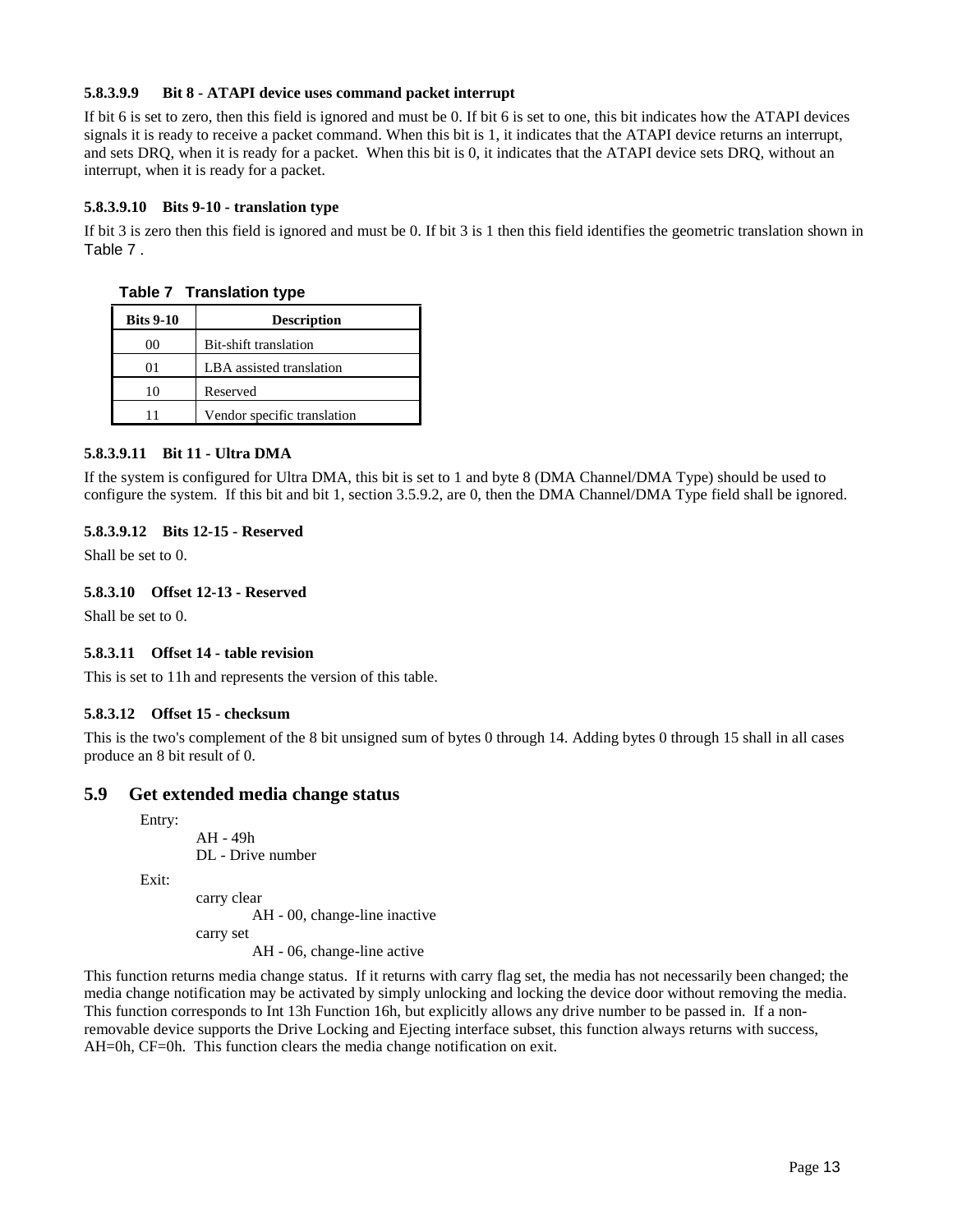#### 5.8.3.9.9 Bit 8 - ATAPI device uses command packet interrupt

If bit 6 is set to zero, then this field is ignored and must be 0. If bit 6 is set to one, this bit indicates how the ATAPI devices signals it is ready to receive a packet command. When this bit is 1, it indicates that the ATAPI device returns an interrupt, and sets DRQ, when it is ready for a packet. When this bit is 0, it indicates that the ATAPI device sets DRQ, without an interrupt, when it is ready for a packet.

#### 5.8.3.9.10 Bits 9-10 - translation type

If bit 3 is zero then this field is ignored and must be 0. If bit 3 is 1 then this field identifies the geometric translation shown in Table 7 .

**Table 7 Translation type**

| Bits 9-10 | Description |
|---|---|
| 00 | Bit-shift translation |
| 01 | LBA assisted translation |
| 10 | Reserved |
| 11 | Vendor specific translation |

#### 5.8.3.9.11 Bit 11 - Ultra DMA

If the system is configured for Ultra DMA, this bit is set to 1 and byte 8 (DMA Channel/DMA Type) should be used to configure the system. If this bit and bit 1, section 3.5.9.2, are 0, then the DMA Channel/DMA Type field shall be ignored.

#### 5.8.3.9.12 Bits 12-15 - Reserved

Shall be set to 0.

#### 5.8.3.10 Offset 12-13 - Reserved

Shall be set to 0.

#### 5.8.3.11 Offset 14 - table revision

This is set to 11h and represents the version of this table.

#### 5.8.3.12 Offset 15 - checksum

This is the two's complement of the 8 bit unsigned sum of bytes 0 through 14. Adding bytes 0 through 15 shall in all cases produce an 8 bit result of 0.

## 5.9 Get extended media change status

Entry:

- AH - 49h
- DL - Drive number

Exit:

- carry clear
  - AH - 00, change-line inactive
- carry set
  - AH - 06, change-line active

This function returns media change status. If it returns with carry flag set, the media has not necessarily been changed; the media change notification may be activated by simply unlocking and locking the device door without removing the media. This function corresponds to Int 13h Function 16h, but explicitly allows any drive number to be passed in. If a non-removable device supports the Drive Locking and Ejecting interface subset, this function always returns with success, AH=0h, CF=0h. This function clears the media change notification on exit.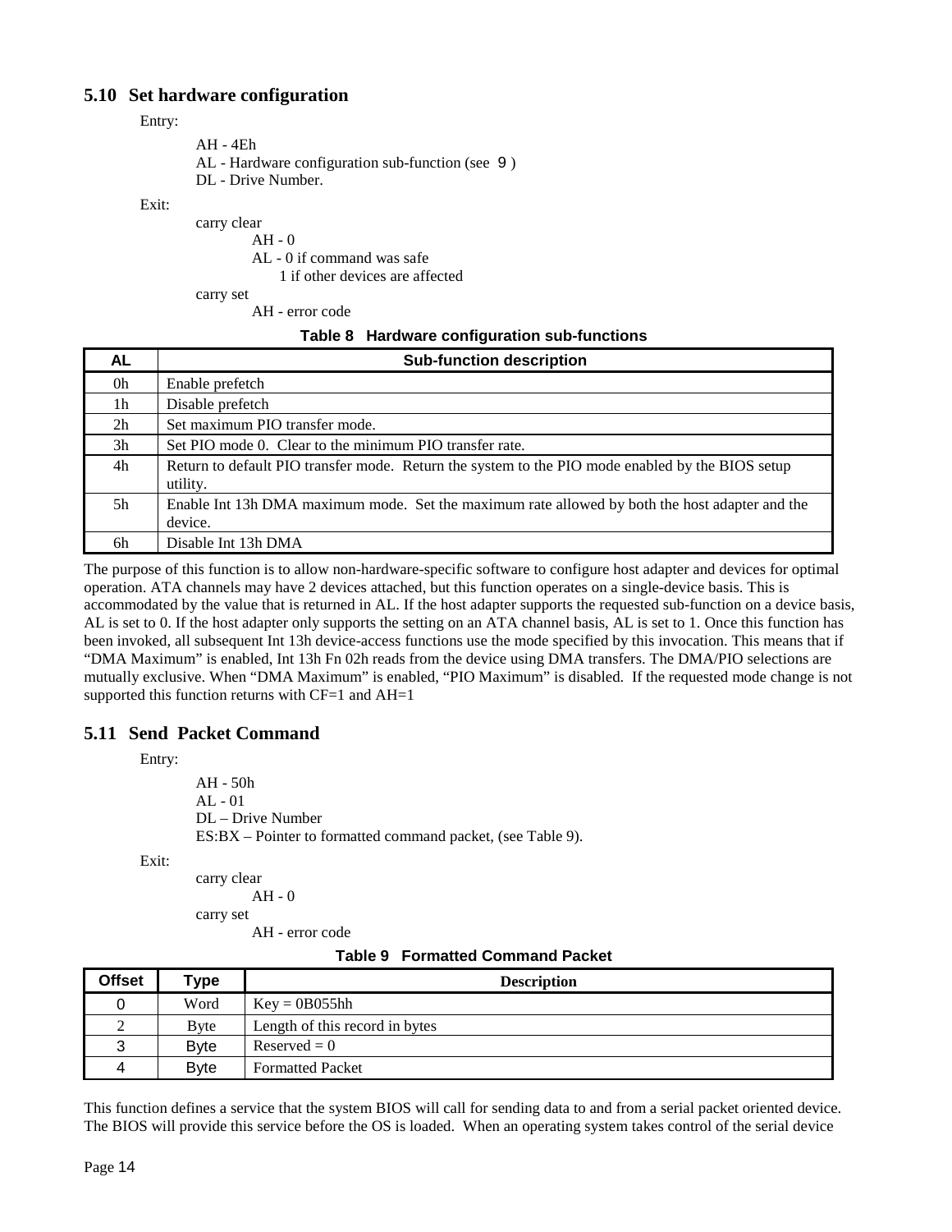## 5.10 Set hardware configuration

Entry:

AH - 4Eh
AL - Hardware configuration sub-function (see 9 )
DL - Drive Number.

Exit:

carry clear
AH - 0
AL - 0 if command was safe
1 if other devices are affected
carry set
AH - error code

**Table 8 Hardware configuration sub-functions**

| AL | Sub-function description |
| --- | --- |
| 0h | Enable prefetch |
| 1h | Disable prefetch |
| 2h | Set maximum PIO transfer mode. |
| 3h | Set PIO mode 0. Clear to the minimum PIO transfer rate. |
| 4h | Return to default PIO transfer mode. Return the system to the PIO mode enabled by the BIOS setup utility. |
| 5h | Enable Int 13h DMA maximum mode. Set the maximum rate allowed by both the host adapter and the device. |
| 6h | Disable Int 13h DMA |

The purpose of this function is to allow non-hardware-specific software to configure host adapter and devices for optimal operation. ATA channels may have 2 devices attached, but this function operates on a single-device basis. This is accommodated by the value that is returned in AL. If the host adapter supports the requested sub-function on a device basis, AL is set to 0. If the host adapter only supports the setting on an ATA channel basis, AL is set to 1. Once this function has been invoked, all subsequent Int 13h device-access functions use the mode specified by this invocation. This means that if "DMA Maximum" is enabled, Int 13h Fn 02h reads from the device using DMA transfers. The DMA/PIO selections are mutually exclusive. When "DMA Maximum" is enabled, "PIO Maximum" is disabled. If the requested mode change is not supported this function returns with CF=1 and AH=1

## 5.11 Send Packet Command

Entry:

AH - 50h
AL - 01
DL – Drive Number
ES:BX – Pointer to formatted command packet, (see Table 9).

Exit:

carry clear
AH - 0
carry set
AH - error code

**Table 9 Formatted Command Packet**

| Offset | Type | Description |
| --- | --- | --- |
| 0 | Word | Key = 0B055hh |
| 2 | Byte | Length of this record in bytes |
| 3 | Byte | Reserved = 0 |
| 4 | Byte | Formatted Packet |

This function defines a service that the system BIOS will call for sending data to and from a serial packet oriented device. The BIOS will provide this service before the OS is loaded. When an operating system takes control of the serial device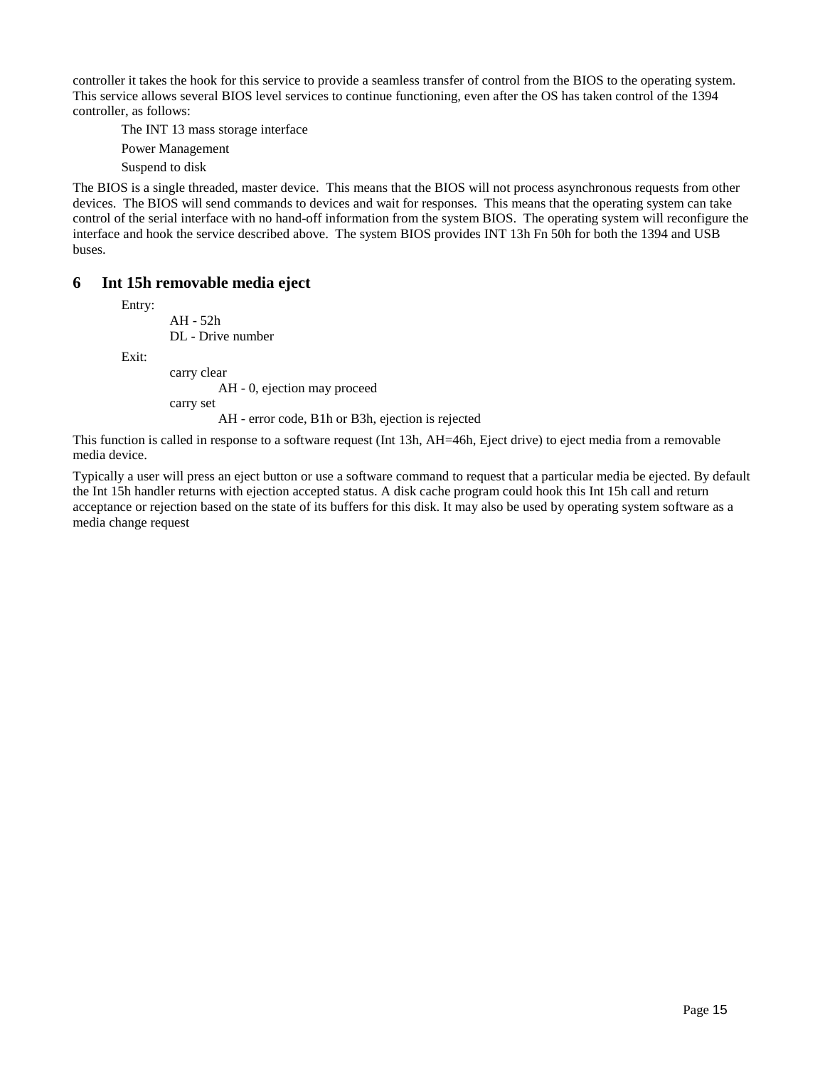controller it takes the hook for this service to provide a seamless transfer of control from the BIOS to the operating system. This service allows several BIOS level services to continue functioning, even after the OS has taken control of the 1394 controller, as follows:

The INT 13 mass storage interface

Power Management

Suspend to disk

The BIOS is a single threaded, master device. This means that the BIOS will not process asynchronous requests from other devices. The BIOS will send commands to devices and wait for responses. This means that the operating system can take control of the serial interface with no hand-off information from the system BIOS. The operating system will reconfigure the interface and hook the service described above. The system BIOS provides INT 13h Fn 50h for both the 1394 and USB buses.

## 6 Int 15h removable media eject

Entry:

AH - 52h
DL - Drive number

Exit:

carry clear
AH - 0, ejection may proceed
carry set
AH - error code, B1h or B3h, ejection is rejected

This function is called in response to a software request (Int 13h, AH=46h, Eject drive) to eject media from a removable media device.

Typically a user will press an eject button or use a software command to request that a particular media be ejected. By default the Int 15h handler returns with ejection accepted status. A disk cache program could hook this Int 15h call and return acceptance or rejection based on the state of its buffers for this disk. It may also be used by operating system software as a media change request